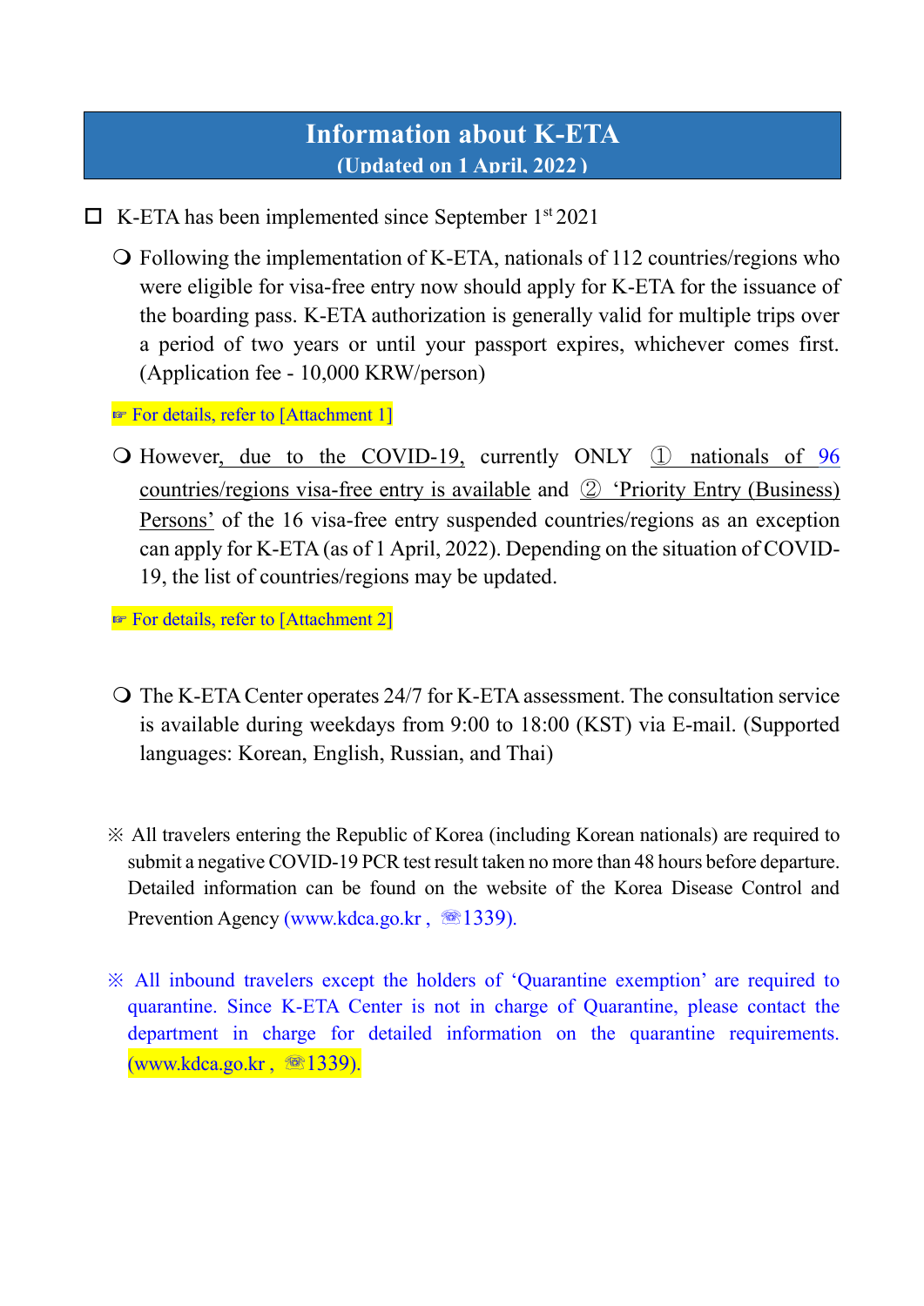# Information about K-ETA

**(Updated on 1 April, 2022 )**

☐ K-ETA has been implemented since September 1st 2021

- Following the implementation of K-ETA, nationals of 112 countries/regions who were eligible for visa-free entry now should apply for K-ETA for the issuance of the boarding pass. K-ETA authorization is generally valid for multiple trips over a period of two years or until your passport expires, whichever comes first. (Application fee - 10,000 KRW/person)

☞ For details, refer to [Attachment 1]

- However, due to the COVID-19, currently ONLY ① nationals of 96 countries/regions visa-free entry is available and ② 'Priority Entry (Business) Persons' of the 16 visa-free entry suspended countries/regions as an exception can apply for K-ETA (as of 1 April, 2022). Depending on the situation of COVID-19, the list of countries/regions may be updated.

☞ For details, refer to [Attachment 2]

- The K-ETA Center operates 24/7 for K-ETA assessment. The consultation service is available during weekdays from 9:00 to 18:00 (KST) via E-mail. (Supported languages: Korean, English, Russian, and Thai)

※ All travelers entering the Republic of Korea (including Korean nationals) are required to submit a negative COVID-19 PCR test result taken no more than 48 hours before departure. Detailed information can be found on the website of the Korea Disease Control and Prevention Agency (www.kdca.go.kr , ☏1339).

※ All inbound travelers except the holders of 'Quarantine exemption' are required to quarantine. Since K-ETA Center is not in charge of Quarantine, please contact the department in charge for detailed information on the quarantine requirements. (www.kdca.go.kr , ☏1339).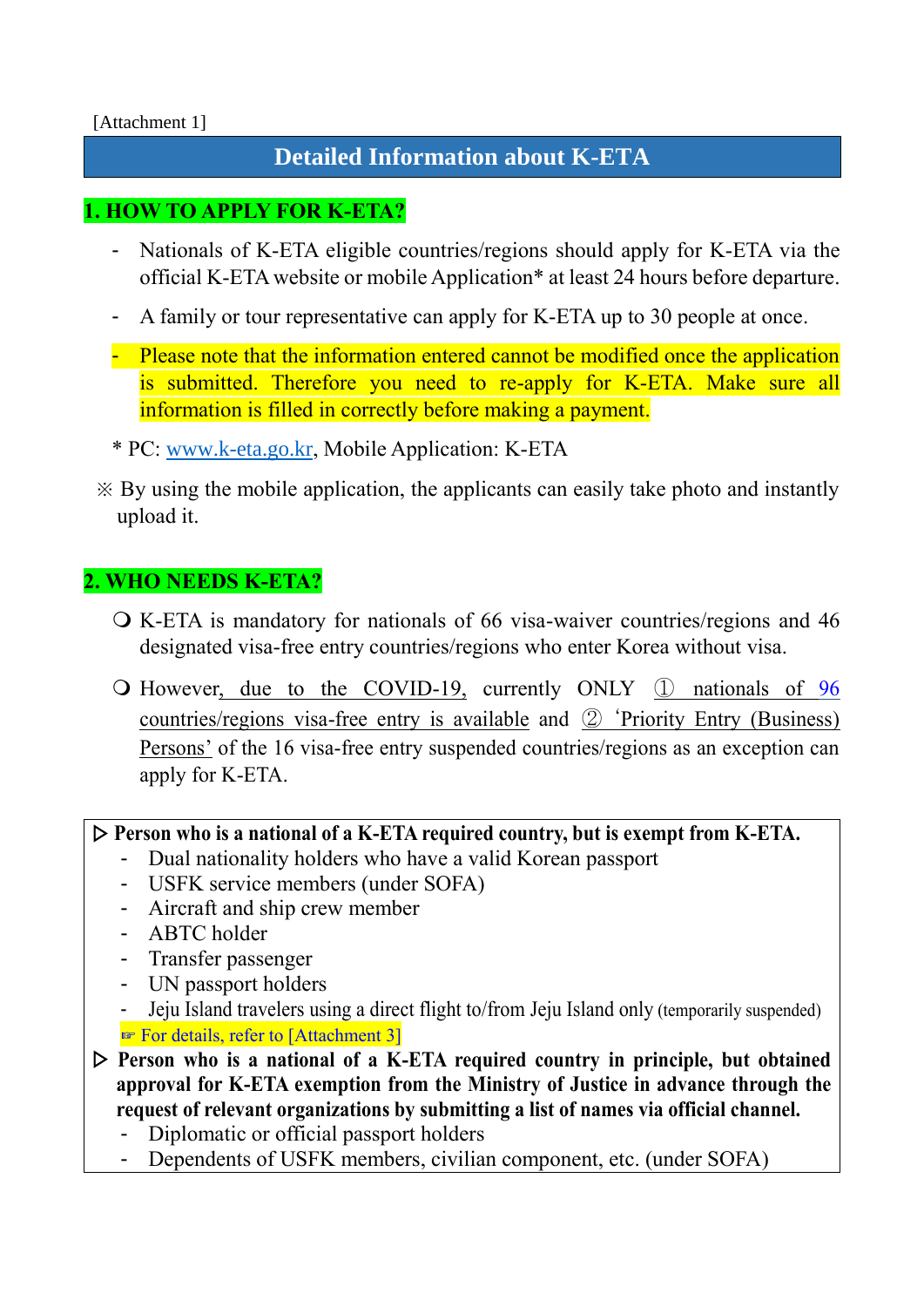[Attachment 1]

# Detailed Information about K-ETA

## 1. HOW TO APPLY FOR K-ETA?

- Nationals of K-ETA eligible countries/regions should apply for K-ETA via the official K-ETA website or mobile Application* at least 24 hours before departure.
- A family or tour representative can apply for K-ETA up to 30 people at once.
- Please note that the information entered cannot be modified once the application is submitted. Therefore you need to re-apply for K-ETA. Make sure all information is filled in correctly before making a payment.

\* PC: www.k-eta.go.kr, Mobile Application: K-ETA

※ By using the mobile application, the applicants can easily take photo and instantly upload it.

## 2. WHO NEEDS K-ETA?

❍ K-ETA is mandatory for nationals of 66 visa-waiver countries/regions and 46 designated visa-free entry countries/regions who enter Korea without visa.

❍ However, due to the COVID-19, currently ONLY ① nationals of 96 countries/regions visa-free entry is available and ② 'Priority Entry (Business) Persons' of the 16 visa-free entry suspended countries/regions as an exception can apply for K-ETA.

▷ **Person who is a national of a K-ETA required country, but is exempt from K-ETA.**
- Dual nationality holders who have a valid Korean passport
- USFK service members (under SOFA)
- Aircraft and ship crew member
- ABTC holder
- Transfer passenger
- UN passport holders
- Jeju Island travelers using a direct flight to/from Jeju Island only (temporarily suspended)

☞ For details, refer to [Attachment 3]

▷ **Person who is a national of a K-ETA required country in principle, but obtained approval for K-ETA exemption from the Ministry of Justice in advance through the request of relevant organizations by submitting a list of names via official channel.**
- Diplomatic or official passport holders
- Dependents of USFK members, civilian component, etc. (under SOFA)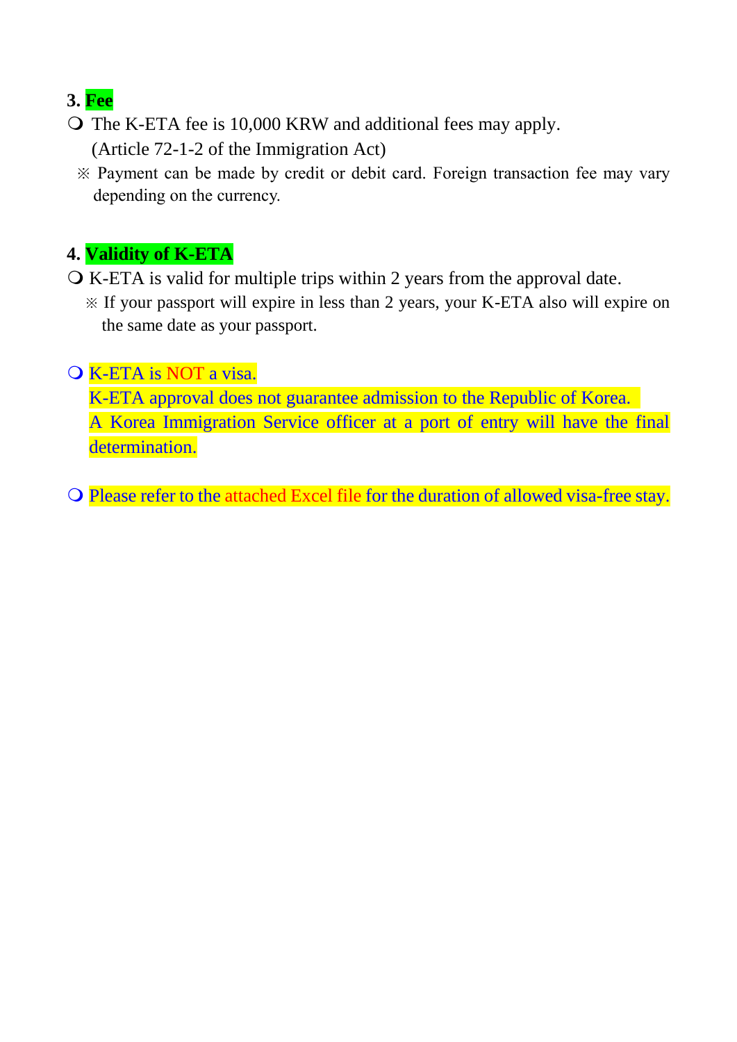## 3. Fee

- The K-ETA fee is 10,000 KRW and additional fees may apply. (Article 72-1-2 of the Immigration Act)

  ※ Payment can be made by credit or debit card. Foreign transaction fee may vary depending on the currency.

## 4. Validity of K-ETA

- K-ETA is valid for multiple trips within 2 years from the approval date.

  ※ If your passport will expire in less than 2 years, your K-ETA also will expire on the same date as your passport.

- K-ETA is **NOT** a visa.
  K-ETA approval does not guarantee admission to the Republic of Korea.
  A Korea Immigration Service officer at a port of entry will have the final determination.

- Please refer to the attached Excel file for the duration of allowed visa-free stay.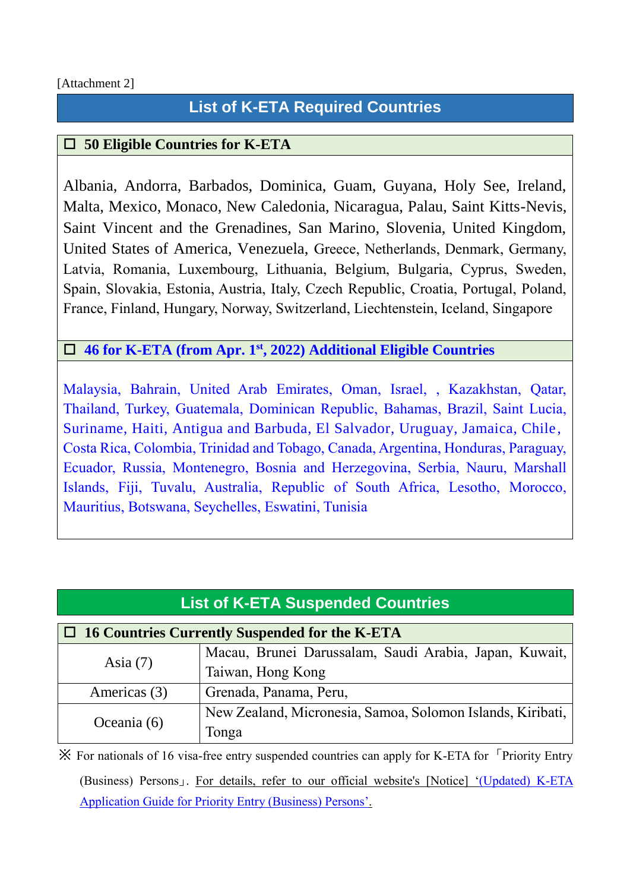[Attachment 2]

# List of K-ETA Required Countries

## ☐ 50 Eligible Countries for K-ETA

Albania, Andorra, Barbados, Dominica, Guam, Guyana, Holy See, Ireland, Malta, Mexico, Monaco, New Caledonia, Nicaragua, Palau, Saint Kitts-Nevis, Saint Vincent and the Grenadines, San Marino, Slovenia, United Kingdom, United States of America, Venezuela, Greece, Netherlands, Denmark, Germany, Latvia, Romania, Luxembourg, Lithuania, Belgium, Bulgaria, Cyprus, Sweden, Spain, Slovakia, Estonia, Austria, Italy, Czech Republic, Croatia, Portugal, Poland, France, Finland, Hungary, Norway, Switzerland, Liechtenstein, Iceland, Singapore

## ☐ 46 for K-ETA (from Apr. 1st, 2022) Additional Eligible Countries

Malaysia, Bahrain, United Arab Emirates, Oman, Israel, , Kazakhstan, Qatar, Thailand, Turkey, Guatemala, Dominican Republic, Bahamas, Brazil, Saint Lucia, Suriname, Haiti, Antigua and Barbuda, El Salvador, Uruguay, Jamaica, Chile, Costa Rica, Colombia, Trinidad and Tobago, Canada, Argentina, Honduras, Paraguay, Ecuador, Russia, Montenegro, Bosnia and Herzegovina, Serbia, Nauru, Marshall Islands, Fiji, Tuvalu, Australia, Republic of South Africa, Lesotho, Morocco, Mauritius, Botswana, Seychelles, Eswatini, Tunisia

# List of K-ETA Suspended Countries

## ☐ 16 Countries Currently Suspended for the K-ETA

| Region | Countries |
|---|---|
| Asia (7) | Macau, Brunei Darussalam, Saudi Arabia, Japan, Kuwait, Taiwan, Hong Kong |
| Americas (3) | Grenada, Panama, Peru, |
| Oceania (6) | New Zealand, Micronesia, Samoa, Solomon Islands, Kiribati, Tonga |

※ For nationals of 16 visa-free entry suspended countries can apply for K-ETA for 「Priority Entry (Business) Persons」. For details, refer to our official website's [Notice] '(Updated) K-ETA Application Guide for Priority Entry (Business) Persons'.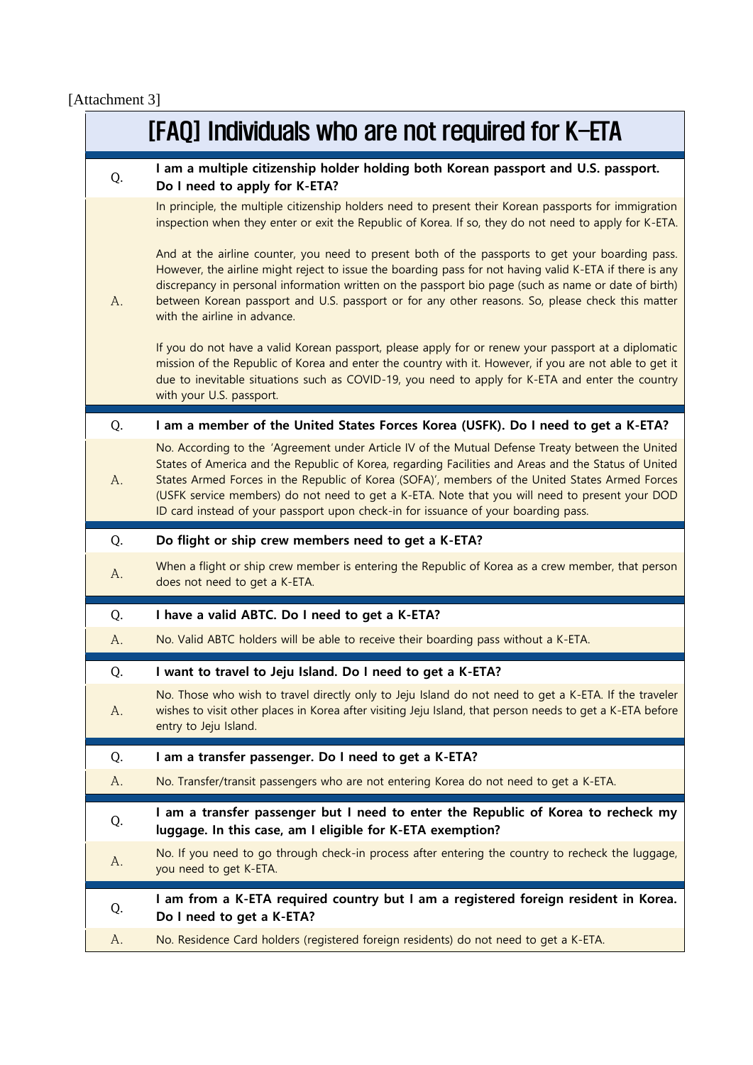[Attachment 3]

# [FAQ] Individuals who are not required for K-ETA

**Q. I am a multiple citizenship holder holding both Korean passport and U.S. passport. Do I need to apply for K-ETA?**

A. In principle, the multiple citizenship holders need to present their Korean passports for immigration inspection when they enter or exit the Republic of Korea. If so, they do not need to apply for K-ETA.

And at the airline counter, you need to present both of the passports to get your boarding pass. However, the airline might reject to issue the boarding pass for not having valid K-ETA if there is any discrepancy in personal information written on the passport bio page (such as name or date of birth) between Korean passport and U.S. passport or for any other reasons. So, please check this matter with the airline in advance.

If you do not have a valid Korean passport, please apply for or renew your passport at a diplomatic mission of the Republic of Korea and enter the country with it. However, if you are not able to get it due to inevitable situations such as COVID-19, you need to apply for K-ETA and enter the country with your U.S. passport.

**Q. I am a member of the United States Forces Korea (USFK). Do I need to get a K-ETA?**

A. No. According to the 'Agreement under Article IV of the Mutual Defense Treaty between the United States of America and the Republic of Korea, regarding Facilities and Areas and the Status of United States Armed Forces in the Republic of Korea (SOFA)', members of the United States Armed Forces (USFK service members) do not need to get a K-ETA. Note that you will need to present your DOD ID card instead of your passport upon check-in for issuance of your boarding pass.

**Q. Do flight or ship crew members need to get a K-ETA?**

A. When a flight or ship crew member is entering the Republic of Korea as a crew member, that person does not need to get a K-ETA.

**Q. I have a valid ABTC. Do I need to get a K-ETA?**

A. No. Valid ABTC holders will be able to receive their boarding pass without a K-ETA.

**Q. I want to travel to Jeju Island. Do I need to get a K-ETA?**

A. No. Those who wish to travel directly only to Jeju Island do not need to get a K-ETA. If the traveler wishes to visit other places in Korea after visiting Jeju Island, that person needs to get a K-ETA before entry to Jeju Island.

**Q. I am a transfer passenger. Do I need to get a K-ETA?**

A. No. Transfer/transit passengers who are not entering Korea do not need to get a K-ETA.

**Q. I am a transfer passenger but I need to enter the Republic of Korea to recheck my luggage. In this case, am I eligible for K-ETA exemption?**

A. No. If you need to go through check-in process after entering the country to recheck the luggage, you need to get K-ETA.

**Q. I am from a K-ETA required country but I am a registered foreign resident in Korea. Do I need to get a K-ETA?**

A. No. Residence Card holders (registered foreign residents) do not need to get a K-ETA.